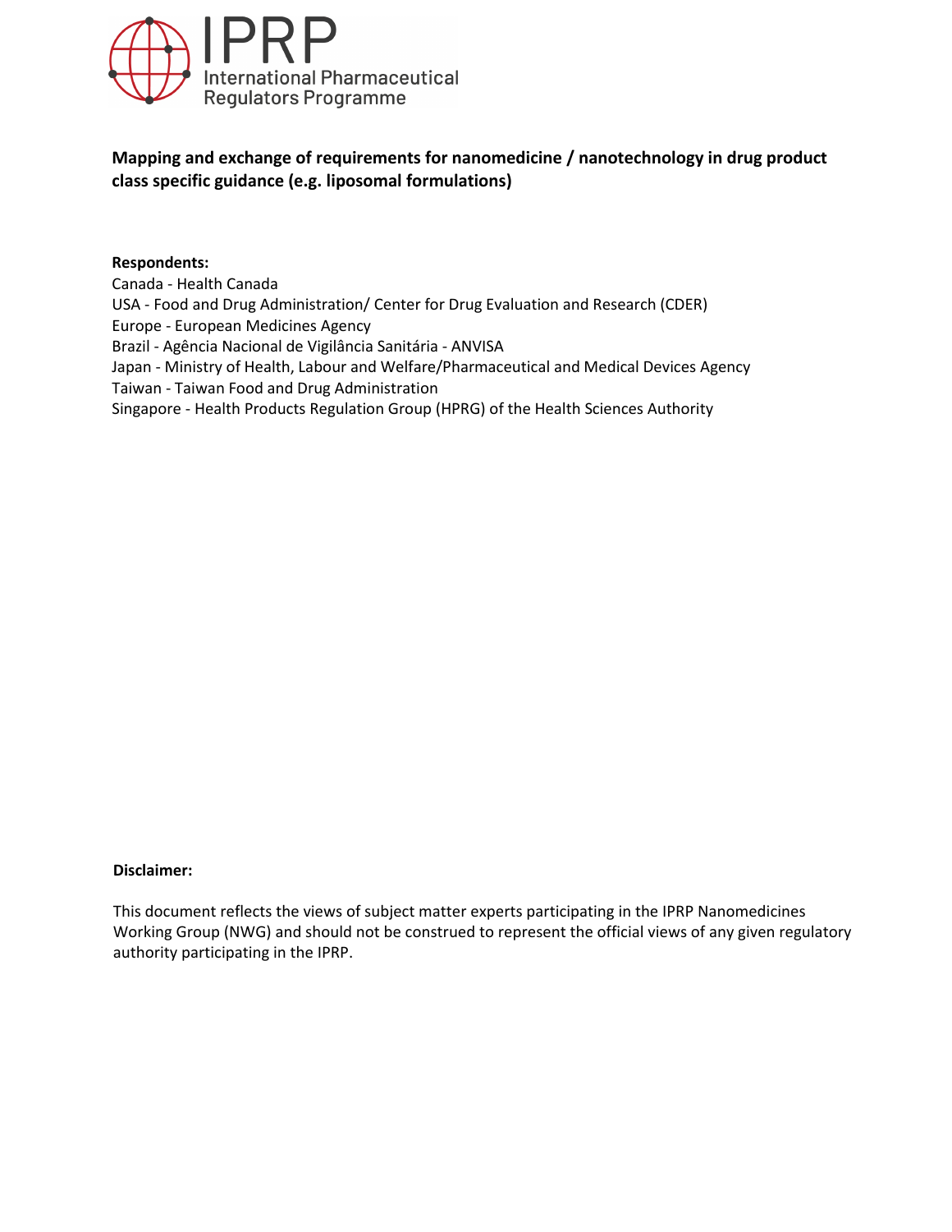IPRP

International Pharmaceutical Regulators Programme

**Mapping and exchange of requirements for nanomedicine / nanotechnology in drug product class specific guidance (e.g. liposomal formulations)**

**Respondents:**

Canada - Health Canada
USA - Food and Drug Administration/ Center for Drug Evaluation and Research (CDER)
Europe - European Medicines Agency
Brazil - Agência Nacional de Vigilância Sanitária - ANVISA
Japan - Ministry of Health, Labour and Welfare/Pharmaceutical and Medical Devices Agency
Taiwan - Taiwan Food and Drug Administration
Singapore - Health Products Regulation Group (HPRG) of the Health Sciences Authority

**Disclaimer:**

This document reflects the views of subject matter experts participating in the IPRP Nanomedicines Working Group (NWG) and should not be construed to represent the official views of any given regulatory authority participating in the IPRP.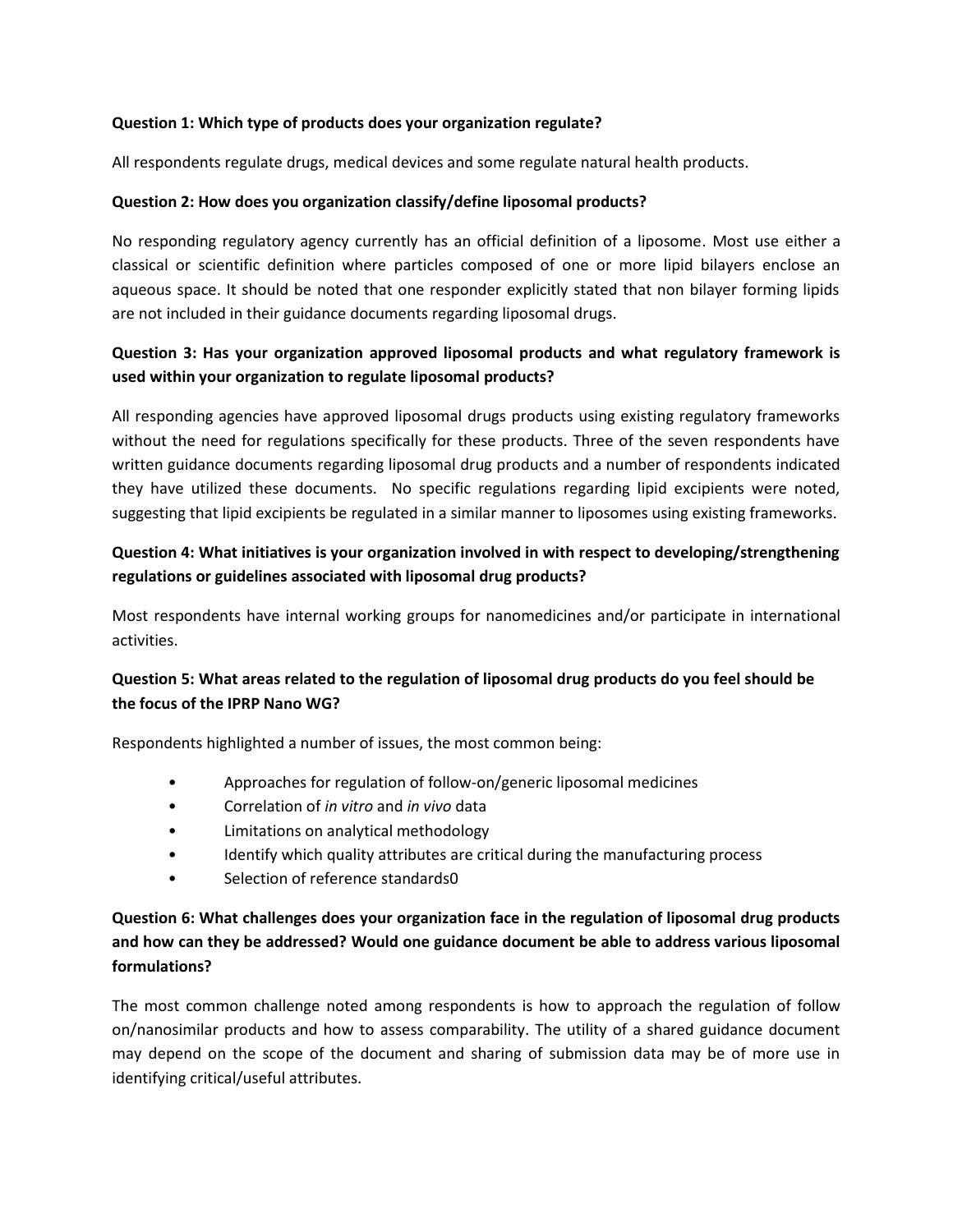**Question 1: Which type of products does your organization regulate?**

All respondents regulate drugs, medical devices and some regulate natural health products.

**Question 2: How does you organization classify/define liposomal products?**

No responding regulatory agency currently has an official definition of a liposome. Most use either a classical or scientific definition where particles composed of one or more lipid bilayers enclose an aqueous space. It should be noted that one responder explicitly stated that non bilayer forming lipids are not included in their guidance documents regarding liposomal drugs.

**Question 3: Has your organization approved liposomal products and what regulatory framework is used within your organization to regulate liposomal products?**

All responding agencies have approved liposomal drugs products using existing regulatory frameworks without the need for regulations specifically for these products. Three of the seven respondents have written guidance documents regarding liposomal drug products and a number of respondents indicated they have utilized these documents. No specific regulations regarding lipid excipients were noted, suggesting that lipid excipients be regulated in a similar manner to liposomes using existing frameworks.

**Question 4: What initiatives is your organization involved in with respect to developing/strengthening regulations or guidelines associated with liposomal drug products?**

Most respondents have internal working groups for nanomedicines and/or participate in international activities.

**Question 5: What areas related to the regulation of liposomal drug products do you feel should be the focus of the IPRP Nano WG?**

Respondents highlighted a number of issues, the most common being:

- Approaches for regulation of follow-on/generic liposomal medicines
- Correlation of *in vitro* and *in vivo* data
- Limitations on analytical methodology
- Identify which quality attributes are critical during the manufacturing process
- Selection of reference standards0

**Question 6: What challenges does your organization face in the regulation of liposomal drug products and how can they be addressed? Would one guidance document be able to address various liposomal formulations?**

The most common challenge noted among respondents is how to approach the regulation of follow on/nanosimilar products and how to assess comparability. The utility of a shared guidance document may depend on the scope of the document and sharing of submission data may be of more use in identifying critical/useful attributes.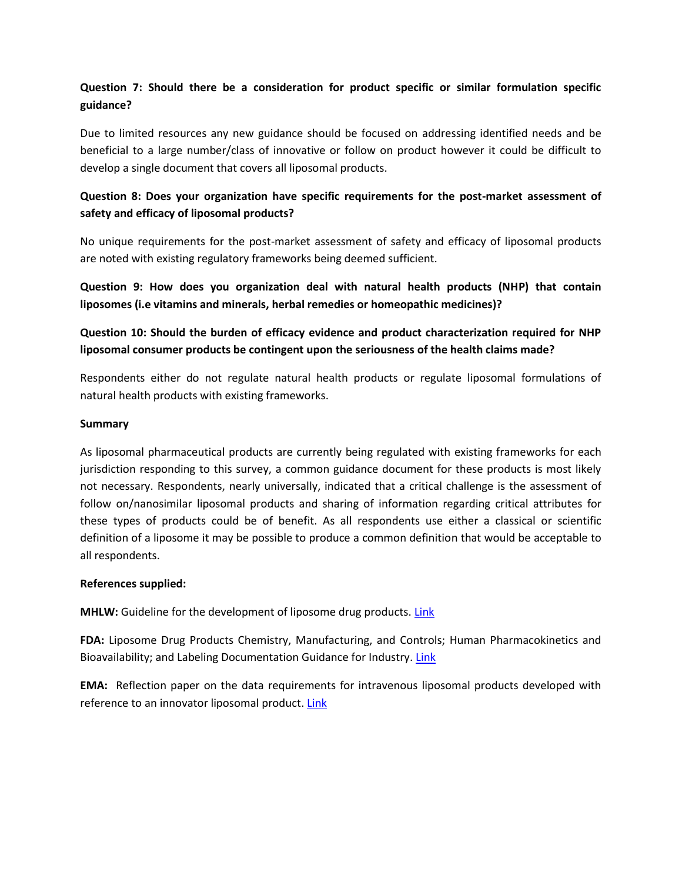**Question 7: Should there be a consideration for product specific or similar formulation specific guidance?**

Due to limited resources any new guidance should be focused on addressing identified needs and be beneficial to a large number/class of innovative or follow on product however it could be difficult to develop a single document that covers all liposomal products.

**Question 8: Does your organization have specific requirements for the post-market assessment of safety and efficacy of liposomal products?**

No unique requirements for the post-market assessment of safety and efficacy of liposomal products are noted with existing regulatory frameworks being deemed sufficient.

**Question 9: How does you organization deal with natural health products (NHP) that contain liposomes (i.e vitamins and minerals, herbal remedies or homeopathic medicines)?**

**Question 10: Should the burden of efficacy evidence and product characterization required for NHP liposomal consumer products be contingent upon the seriousness of the health claims made?**

Respondents either do not regulate natural health products or regulate liposomal formulations of natural health products with existing frameworks.

**Summary**

As liposomal pharmaceutical products are currently being regulated with existing frameworks for each jurisdiction responding to this survey, a common guidance document for these products is most likely not necessary. Respondents, nearly universally, indicated that a critical challenge is the assessment of follow on/nanosimilar liposomal products and sharing of information regarding critical attributes for these types of products could be of benefit. As all respondents use either a classical or scientific definition of a liposome it may be possible to produce a common definition that would be acceptable to all respondents.

**References supplied:**

**MHLW:** Guideline for the development of liposome drug products. Link

**FDA:** Liposome Drug Products Chemistry, Manufacturing, and Controls; Human Pharmacokinetics and Bioavailability; and Labeling Documentation Guidance for Industry. Link

**EMA:** Reflection paper on the data requirements for intravenous liposomal products developed with reference to an innovator liposomal product. Link